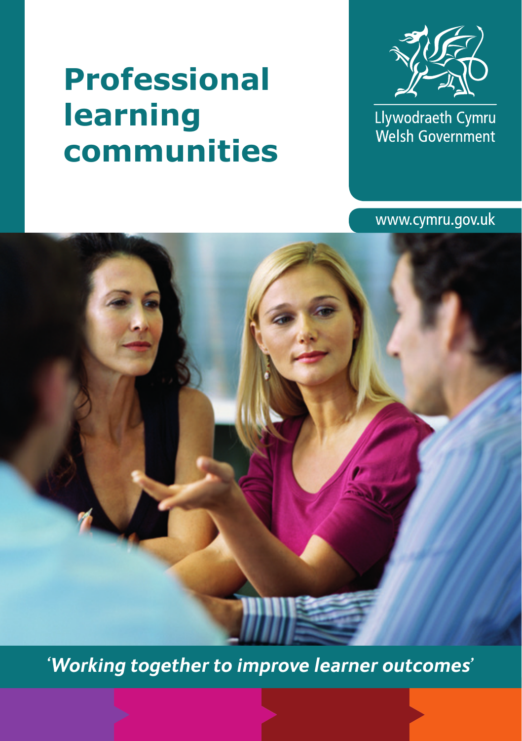# Professional learning communities

Llywodraeth Cymru
Welsh Government

www.cymru.gov.uk

*'Working together to improve learner outcomes'*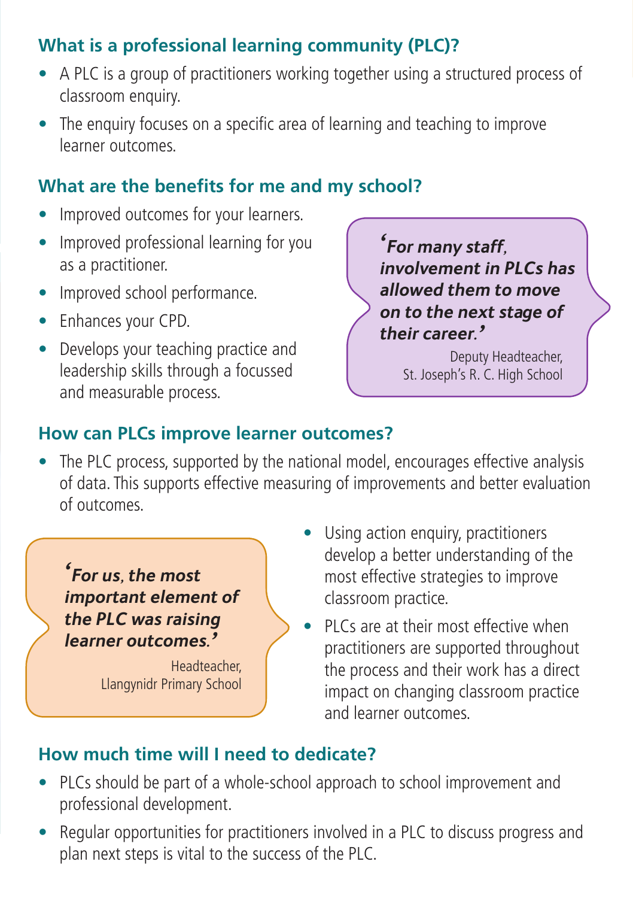## What is a professional learning community (PLC)?

- A PLC is a group of practitioners working together using a structured process of classroom enquiry.
- The enquiry focuses on a specific area of learning and teaching to improve learner outcomes.

## What are the benefits for me and my school?

- Improved outcomes for your learners.
- Improved professional learning for you as a practitioner.
- Improved school performance.
- Enhances your CPD.
- Develops your teaching practice and leadership skills through a focussed and measurable process.

> ***'For many staff, involvement in PLCs has allowed them to move on to the next stage of their career.'***
>
> Deputy Headteacher, St. Joseph's R. C. High School

## How can PLCs improve learner outcomes?

- The PLC process, supported by the national model, encourages effective analysis of data. This supports effective measuring of improvements and better evaluation of outcomes.
- Using action enquiry, practitioners develop a better understanding of the most effective strategies to improve classroom practice.
- PLCs are at their most effective when practitioners are supported throughout the process and their work has a direct impact on changing classroom practice and learner outcomes.

> ***'For us, the most important element of the PLC was raising learner outcomes.'***
>
> Headteacher, Llangynidr Primary School

## How much time will I need to dedicate?

- PLCs should be part of a whole-school approach to school improvement and professional development.
- Regular opportunities for practitioners involved in a PLC to discuss progress and plan next steps is vital to the success of the PLC.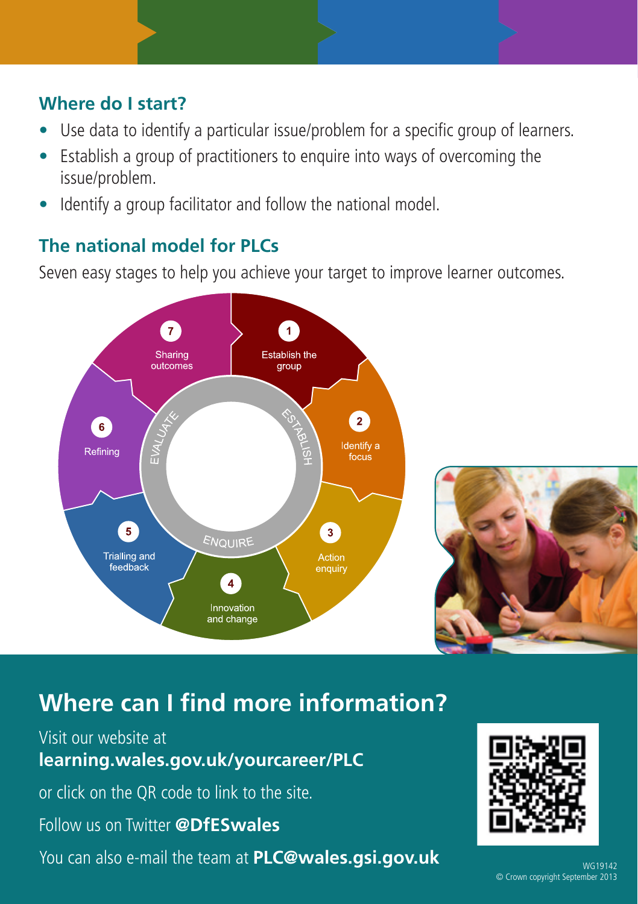## Where do I start?

- Use data to identify a particular issue/problem for a specific group of learners.
- Establish a group of practitioners to enquire into ways of overcoming the issue/problem.
- Identify a group facilitator and follow the national model.

## The national model for PLCs

Seven easy stages to help you achieve your target to improve learner outcomes.

ESTABLISH
1 Establish the group
2 Identify a focus

ENQUIRE
3 Action enquiry
4 Innovation and change
5 Trialling and feedback

EVALUATE
6 Refining
7 Sharing outcomes

## Where can I find more information?

Visit our website at
**learning.wales.gov.uk/yourcareer/PLC**

or click on the QR code to link to the site.

Follow us on Twitter **@DfESwales**

You can also e-mail the team at **PLC@wales.gsi.gov.uk**

WG19142
© Crown copyright September 2013